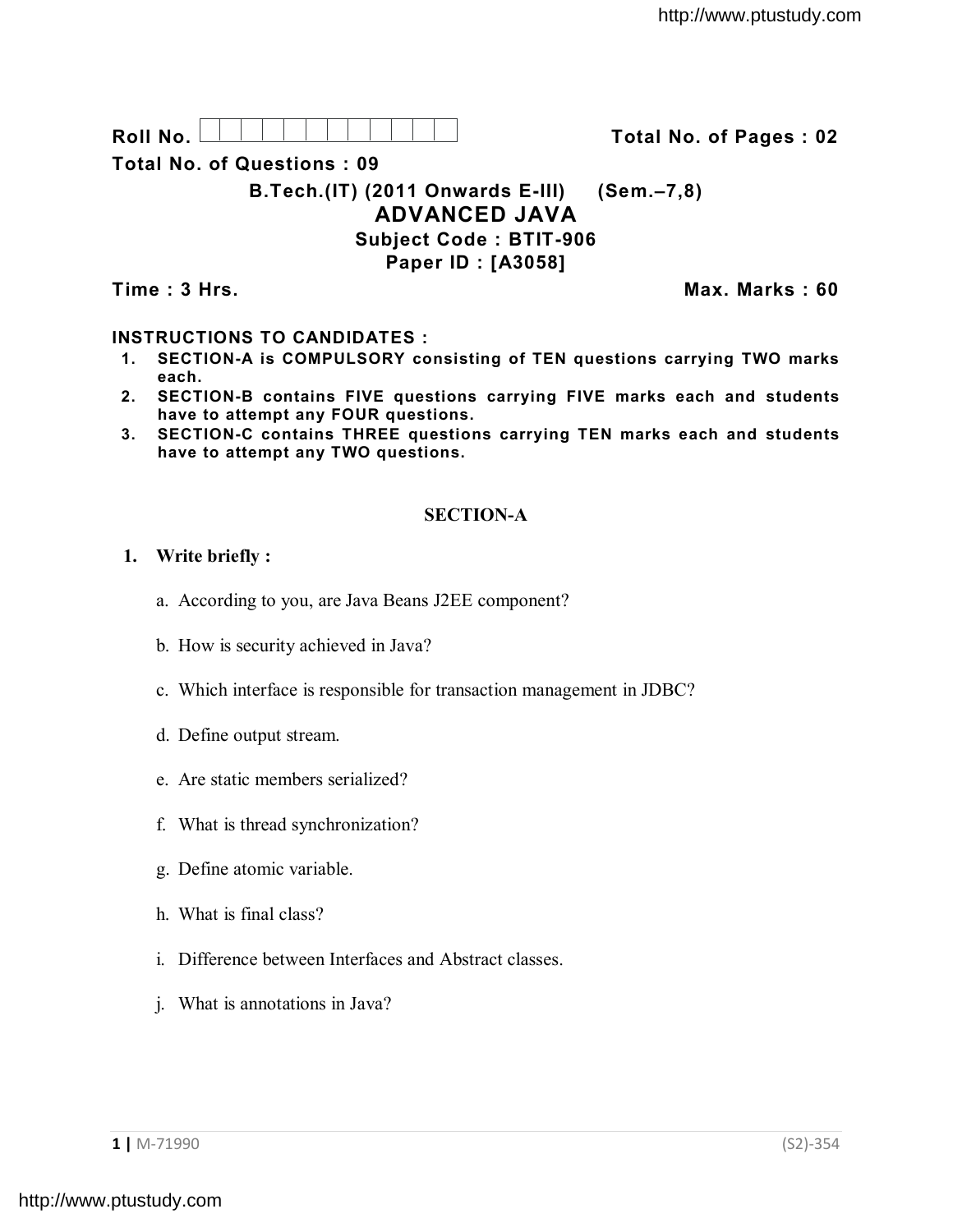**Roll No.** | | | | | | | | | | | | | **Total No. of Pages : 02**

**Total No. of Questions : 09**

**B.Tech.(IT) (2011 Onwards E-III) (Sem.–7,8)**

# ADVANCED JAVA

**Subject Code : BTIT-906**

**Paper ID : [A3058]**

**Time : 3 Hrs.** **Max. Marks : 60**

**INSTRUCTIONS TO CANDIDATES :**

1. **SECTION-A is COMPULSORY consisting of TEN questions carrying TWO marks each.**
2. **SECTION-B contains FIVE questions carrying FIVE marks each and students have to attempt any FOUR questions.**
3. **SECTION-C contains THREE questions carrying TEN marks each and students have to attempt any TWO questions.**

## SECTION-A

**1. Write briefly :**

a. According to you, are Java Beans J2EE component?

b. How is security achieved in Java?

c. Which interface is responsible for transaction management in JDBC?

d. Define output stream.

e. Are static members serialized?

f. What is thread synchronization?

g. Define atomic variable.

h. What is final class?

i. Difference between Interfaces and Abstract classes.

j. What is annotations in Java?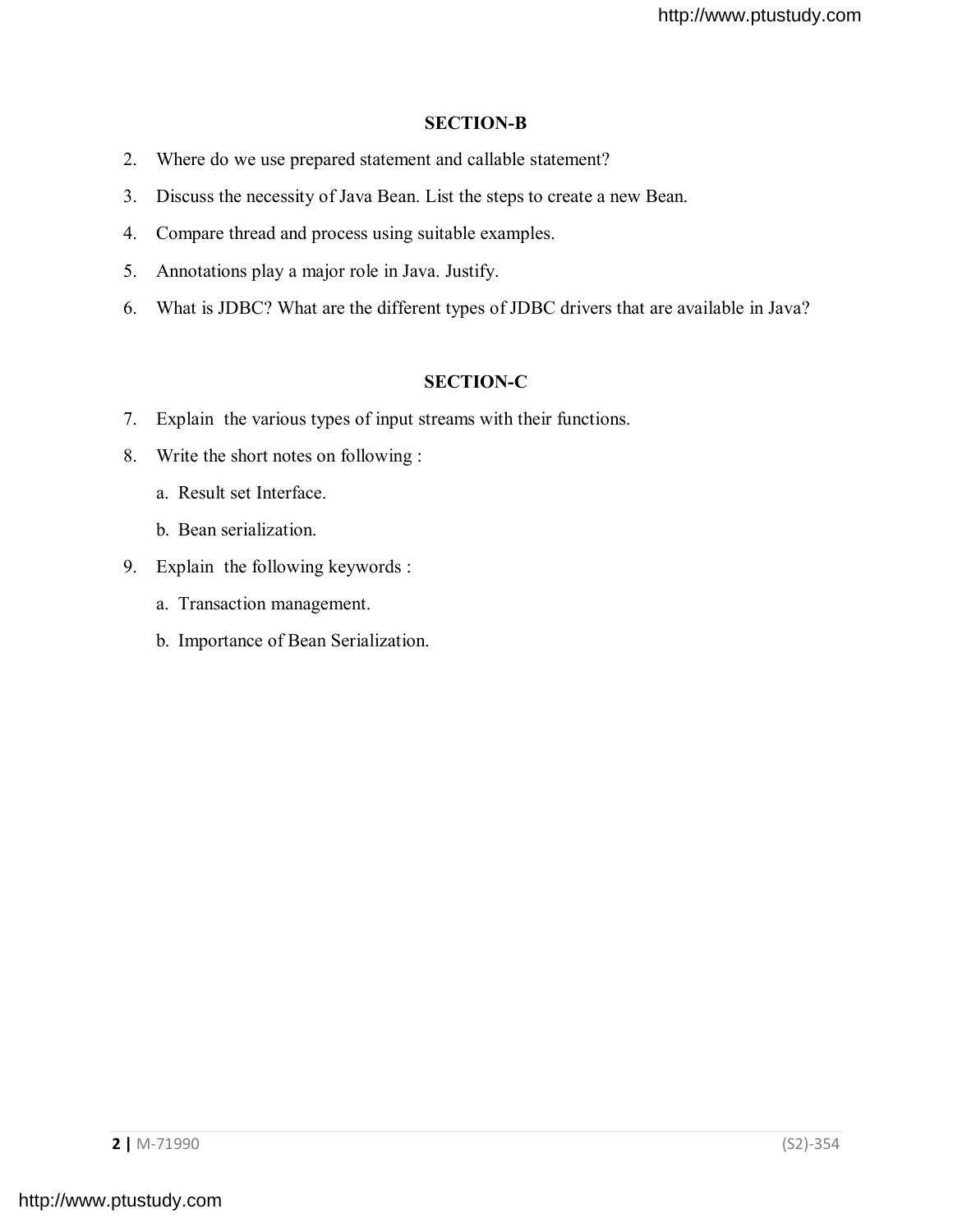## SECTION-B

2. Where do we use prepared statement and callable statement?
3. Discuss the necessity of Java Bean. List the steps to create a new Bean.
4. Compare thread and process using suitable examples.
5. Annotations play a major role in Java. Justify.
6. What is JDBC? What are the different types of JDBC drivers that are available in Java?

## SECTION-C

7. Explain the various types of input streams with their functions.
8. Write the short notes on following :
   a. Result set Interface.
   b. Bean serialization.
9. Explain the following keywords :
   a. Transaction management.
   b. Importance of Bean Serialization.